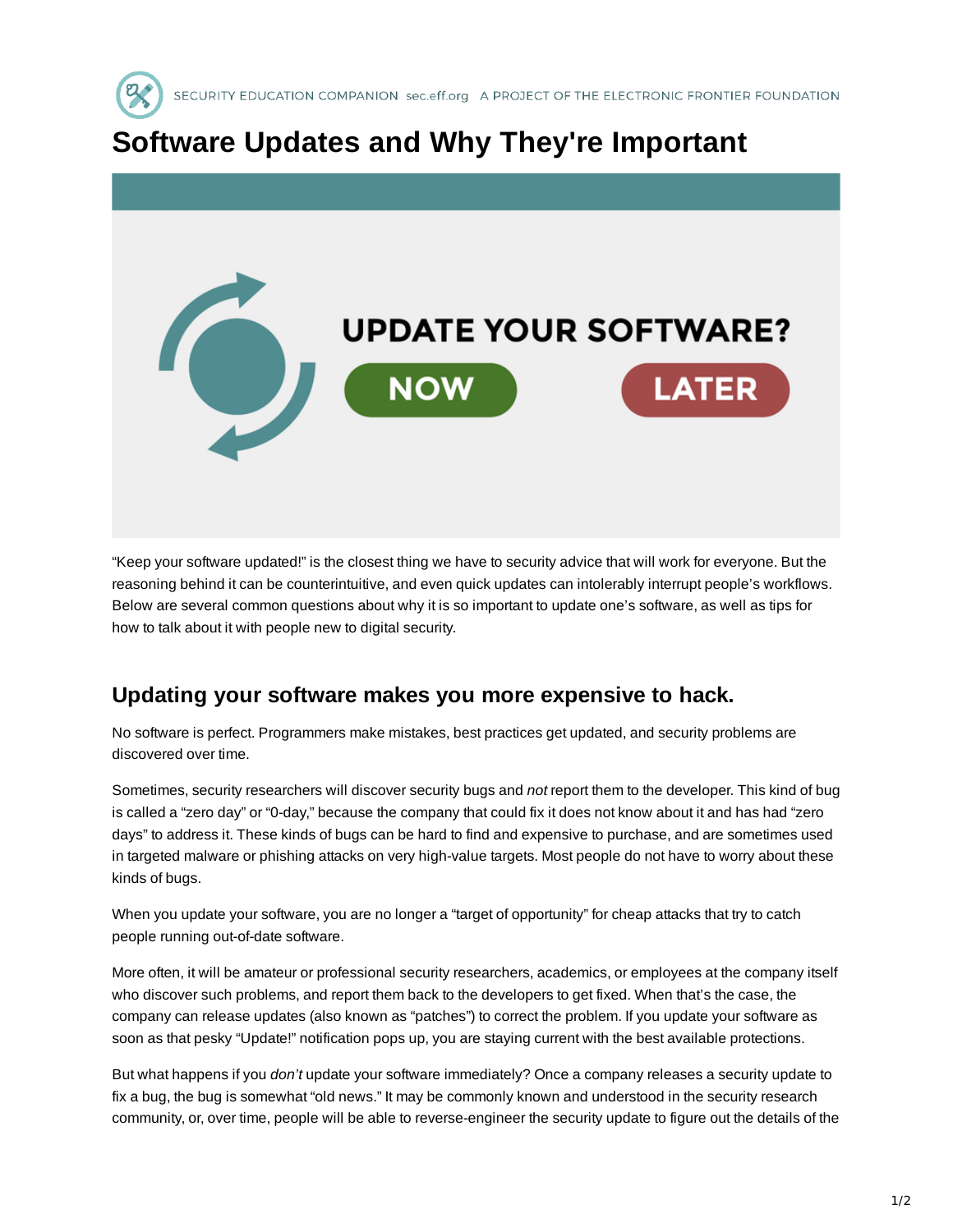# Software Updates and Why They're Important

"Keep your software updated!" is the closest thing we have to security advice that will work for everyone. But the reasoning behind it can be counterintuitive, and even quick updates can intolerably interrupt people's workflows. Below are several common questions about why it is so important to update one's software, as well as tips for how to talk about it with people new to digital security.

## Updating your software makes you more expensive to hack.

No software is perfect. Programmers make mistakes, best practices get updated, and security problems are discovered over time.

Sometimes, security researchers will discover security bugs and *not* report them to the developer. This kind of bug is called a "zero day" or "0-day," because the company that could fix it does not know about it and has had "zero days" to address it. These kinds of bugs can be hard to find and expensive to purchase, and are sometimes used in targeted malware or phishing attacks on very high-value targets. Most people do not have to worry about these kinds of bugs.

When you update your software, you are no longer a "target of opportunity" for cheap attacks that try to catch people running out-of-date software.

More often, it will be amateur or professional security researchers, academics, or employees at the company itself who discover such problems, and report them back to the developers to get fixed. When that's the case, the company can release updates (also known as "patches") to correct the problem. If you update your software as soon as that pesky "Update!" notification pops up, you are staying current with the best available protections.

But what happens if you *don't* update your software immediately? Once a company releases a security update to fix a bug, the bug is somewhat "old news." It may be commonly known and understood in the security research community, or, over time, people will be able to reverse-engineer the security update to figure out the details of the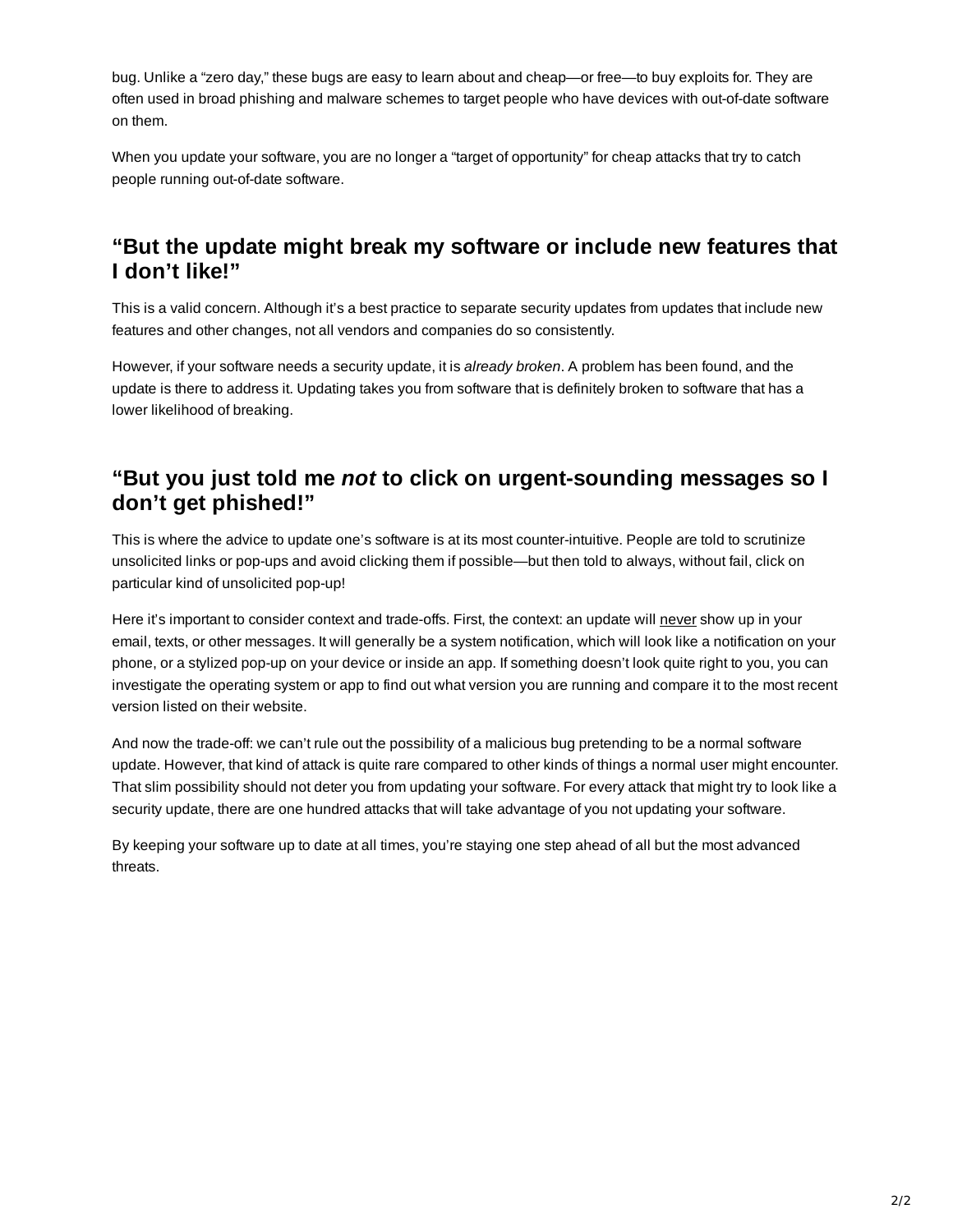bug. Unlike a "zero day," these bugs are easy to learn about and cheap—or free—to buy exploits for. They are often used in broad phishing and malware schemes to target people who have devices with out-of-date software on them.

When you update your software, you are no longer a "target of opportunity" for cheap attacks that try to catch people running out-of-date software.

## "But the update might break my software or include new features that I don't like!"

This is a valid concern. Although it's a best practice to separate security updates from updates that include new features and other changes, not all vendors and companies do so consistently.

However, if your software needs a security update, it is *already broken*. A problem has been found, and the update is there to address it. Updating takes you from software that is definitely broken to software that has a lower likelihood of breaking.

## "But you just told me *not* to click on urgent-sounding messages so I don't get phished!"

This is where the advice to update one's software is at its most counter-intuitive. People are told to scrutinize unsolicited links or pop-ups and avoid clicking them if possible—but then told to always, without fail, click on particular kind of unsolicited pop-up!

Here it's important to consider context and trade-offs. First, the context: an update will never show up in your email, texts, or other messages. It will generally be a system notification, which will look like a notification on your phone, or a stylized pop-up on your device or inside an app. If something doesn't look quite right to you, you can investigate the operating system or app to find out what version you are running and compare it to the most recent version listed on their website.

And now the trade-off: we can't rule out the possibility of a malicious bug pretending to be a normal software update. However, that kind of attack is quite rare compared to other kinds of things a normal user might encounter. That slim possibility should not deter you from updating your software. For every attack that might try to look like a security update, there are one hundred attacks that will take advantage of you not updating your software.

By keeping your software up to date at all times, you're staying one step ahead of all but the most advanced threats.